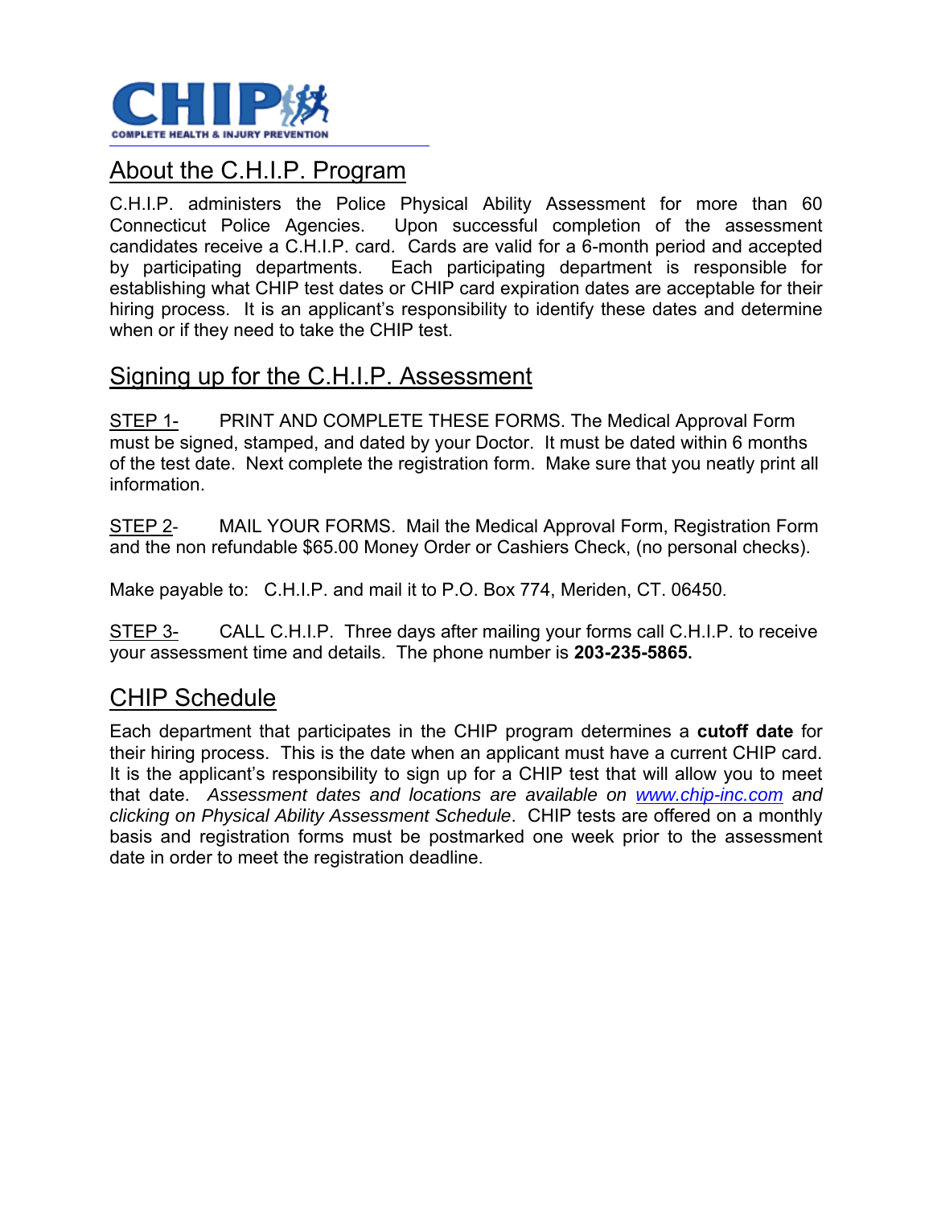**CHIP**
COMPLETE HEALTH & INJURY PREVENTION

## About the C.H.I.P. Program

C.H.I.P. administers the Police Physical Ability Assessment for more than 60 Connecticut Police Agencies. Upon successful completion of the assessment candidates receive a C.H.I.P. card. Cards are valid for a 6-month period and accepted by participating departments. Each participating department is responsible for establishing what CHIP test dates or CHIP card expiration dates are acceptable for their hiring process. It is an applicant's responsibility to identify these dates and determine when or if they need to take the CHIP test.

## Signing up for the C.H.I.P. Assessment

STEP 1- PRINT AND COMPLETE THESE FORMS. The Medical Approval Form must be signed, stamped, and dated by your Doctor. It must be dated within 6 months of the test date. Next complete the registration form. Make sure that you neatly print all information.

STEP 2- MAIL YOUR FORMS. Mail the Medical Approval Form, Registration Form and the non refundable $65.00 Money Order or Cashiers Check, (no personal checks).

Make payable to: C.H.I.P. and mail it to P.O. Box 774, Meriden, CT. 06450.

STEP 3- CALL C.H.I.P. Three days after mailing your forms call C.H.I.P. to receive your assessment time and details. The phone number is **203-235-5865.**

## CHIP Schedule

Each department that participates in the CHIP program determines a **cutoff date** for their hiring process. This is the date when an applicant must have a current CHIP card. It is the applicant's responsibility to sign up for a CHIP test that will allow you to meet that date. *Assessment dates and locations are available on www.chip-inc.com and clicking on Physical Ability Assessment Schedule*. CHIP tests are offered on a monthly basis and registration forms must be postmarked one week prior to the assessment date in order to meet the registration deadline.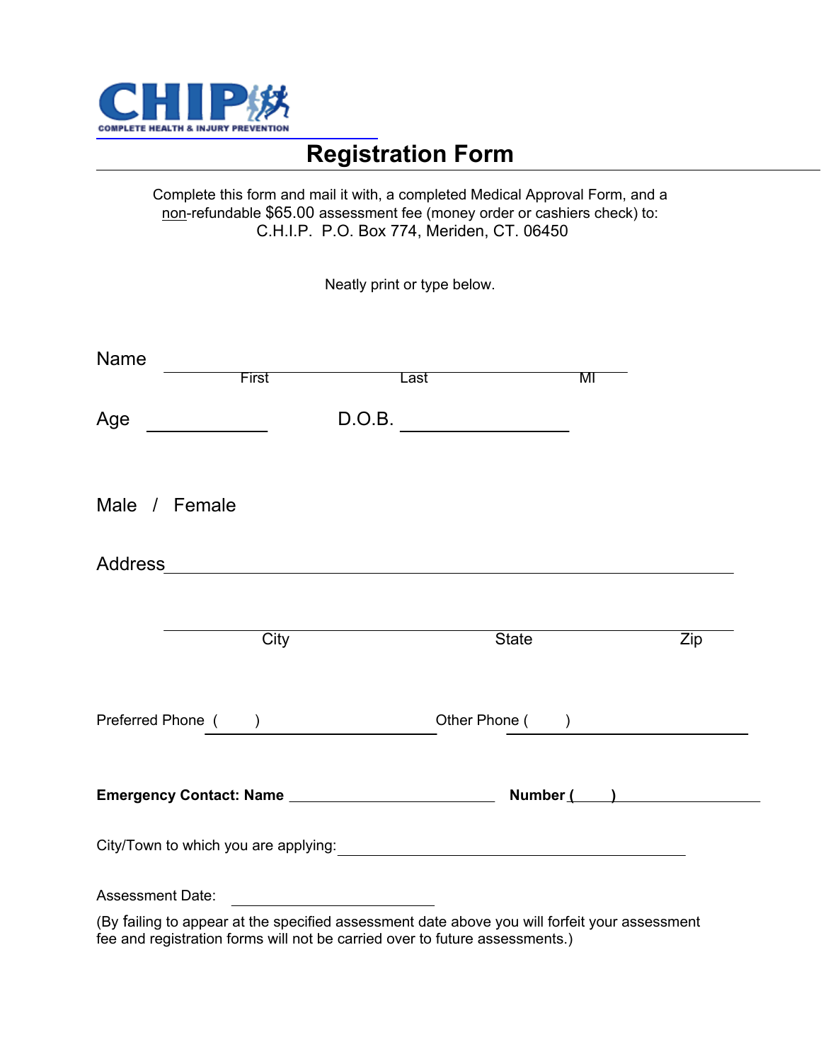**CHIP**

COMPLETE HEALTH & INJURY PREVENTION

# Registration Form

Complete this form and mail it with, a completed Medical Approval Form, and a non-refundable $65.00 assessment fee (money order or cashiers check) to:
C.H.I.P. P.O. Box 774, Meriden, CT. 06450

Neatly print or type below.

Name ______________________________________________
First Last MI

Age ____________ D.O.B. ________________

Male / Female

Address __________________________________________________________

__________________________________________________________
City State Zip

Preferred Phone ( ) ____________________ Other Phone ( ) ____________________

**Emergency Contact: Name** ______________________ **Number ( )** ______________

City/Town to which you are applying: ____________________________________

Assessment Date: ____________________

(By failing to appear at the specified assessment date above you will forfeit your assessment fee and registration forms will not be carried over to future assessments.)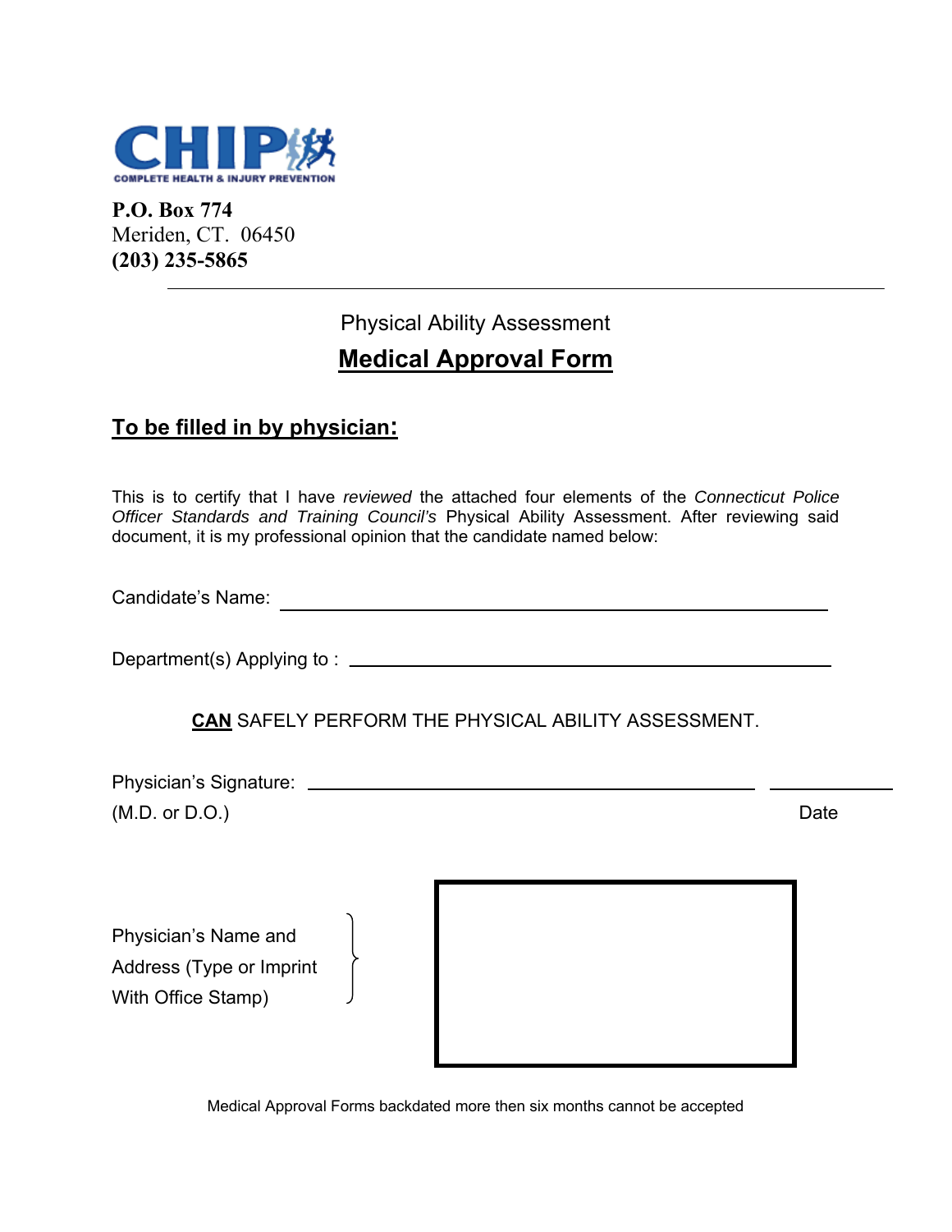**CHIP**
COMPLETE HEALTH & INJURY PREVENTION

**P.O. Box 774**
Meriden, CT.  06450
**(203) 235-5865**

---

Physical Ability Assessment

# Medical Approval Form

## To be filled in by physician:

This is to certify that I have *reviewed* the attached four elements of the *Connecticut Police Officer Standards and Training Council's* Physical Ability Assessment. After reviewing said document, it is my professional opinion that the candidate named below:

Candidate's Name: ______________________________________________

Department(s) Applying to : ______________________________________

**CAN** SAFELY PERFORM THE PHYSICAL ABILITY ASSESSMENT.

Physician's Signature: ____________________________________ ____________
(M.D. or D.O.)                                                                                                                Date

Physician's Name and Address (Type or Imprint With Office Stamp)

Medical Approval Forms backdated more then six months cannot be accepted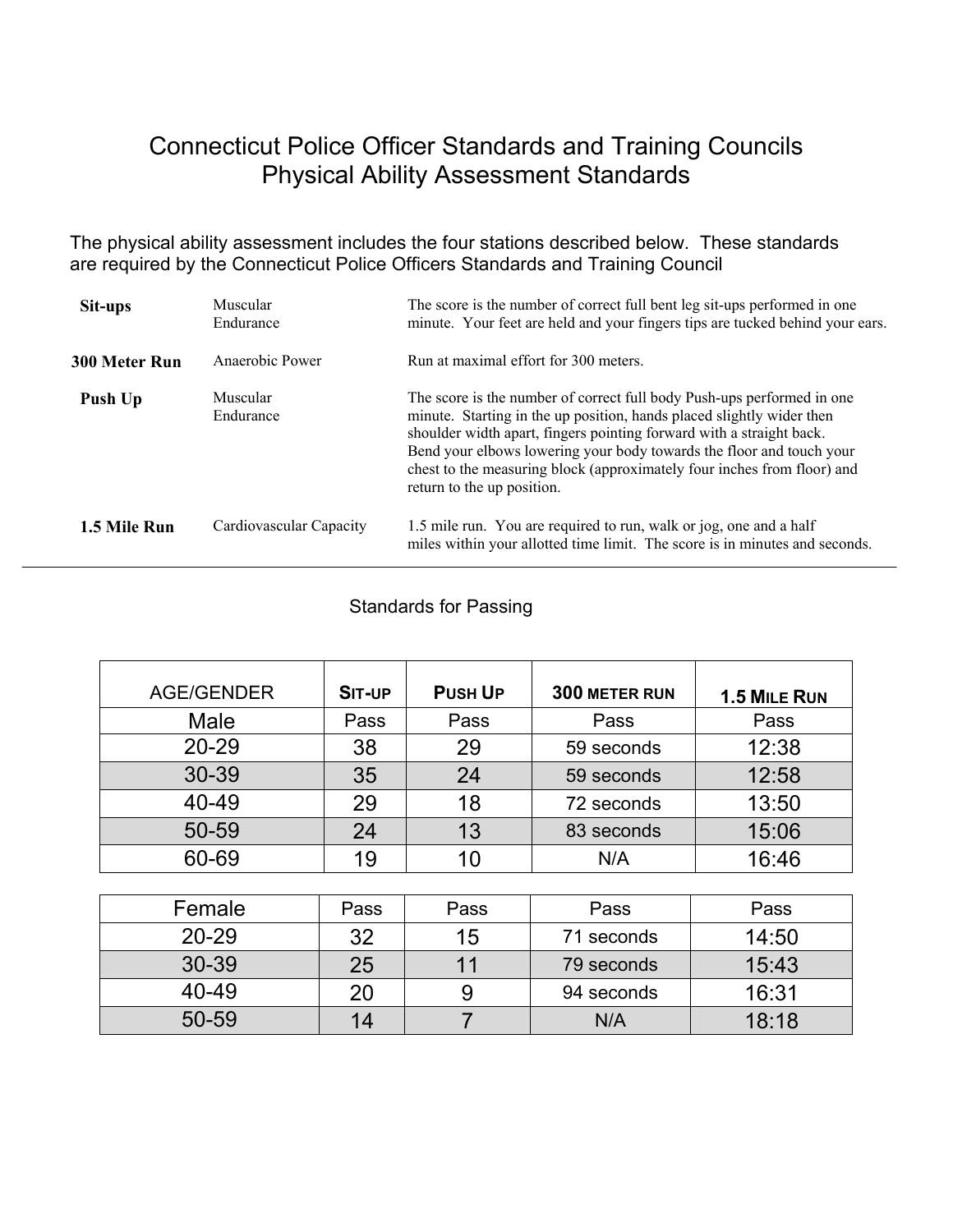# Connecticut Police Officer Standards and Training Councils
## Physical Ability Assessment Standards

The physical ability assessment includes the four stations described below. These standards are required by the Connecticut Police Officers Standards and Training Council

| | | |
|---|---|---|
| **Sit-ups** | Muscular Endurance | The score is the number of correct full bent leg sit-ups performed in one minute. Your feet are held and your fingers tips are tucked behind your ears. |
| **300 Meter Run** | Anaerobic Power | Run at maximal effort for 300 meters. |
| **Push Up** | Muscular Endurance | The score is the number of correct full body Push-ups performed in one minute. Starting in the up position, hands placed slightly wider then shoulder width apart, fingers pointing forward with a straight back. Bend your elbows lowering your body towards the floor and touch your chest to the measuring block (approximately four inches from floor) and return to the up position. |
| **1.5 Mile Run** | Cardiovascular Capacity | 1.5 mile run. You are required to run, walk or jog, one and a half miles within your allotted time limit. The score is in minutes and seconds. |

---

Standards for Passing

| AGE/GENDER | SIT-UP | PUSH UP | 300 METER RUN | 1.5 MILE RUN |
|---|---|---|---|---|
| Male | Pass | Pass | Pass | Pass |
| 20-29 | 38 | 29 | 59 seconds | 12:38 |
| 30-39 | 35 | 24 | 59 seconds | 12:58 |
| 40-49 | 29 | 18 | 72 seconds | 13:50 |
| 50-59 | 24 | 13 | 83 seconds | 15:06 |
| 60-69 | 19 | 10 | N/A | 16:46 |

| Female | Pass | Pass | Pass | Pass |
|---|---|---|---|---|
| 20-29 | 32 | 15 | 71 seconds | 14:50 |
| 30-39 | 25 | 11 | 79 seconds | 15:43 |
| 40-49 | 20 | 9 | 94 seconds | 16:31 |
| 50-59 | 14 | 7 | N/A | 18:18 |